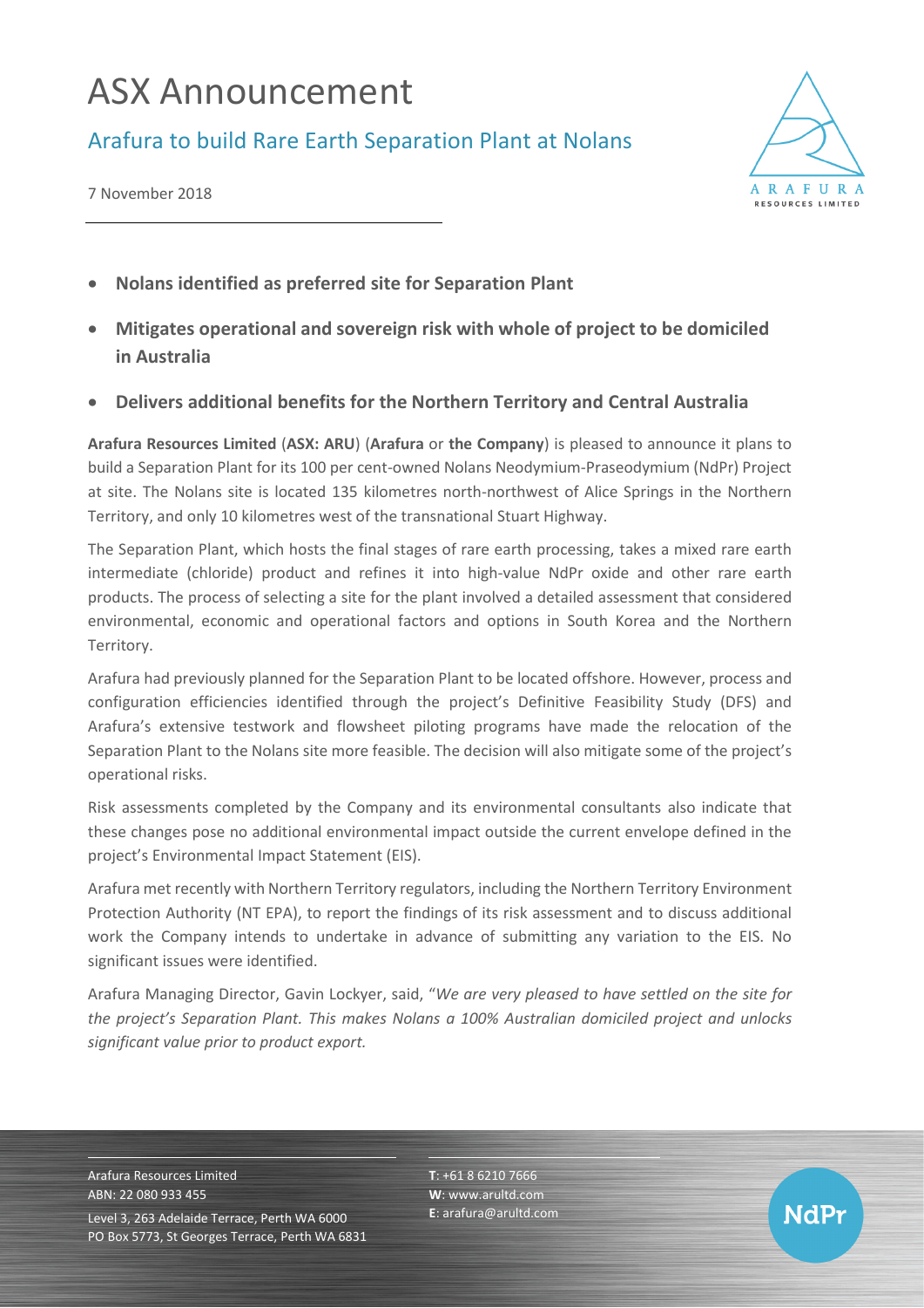# ASX Announcement

## Arafura to build Rare Earth Separation Plant at Nolans

7 November 2018

- **Nolans identified as preferred site for Separation Plant**
- **Mitigates operational and sovereign risk with whole of project to be domiciled in Australia**
- **Delivers additional benefits for the Northern Territory and Central Australia**

**Arafura Resources Limited** (**ASX: ARU**) (**Arafura** or **the Company**) is pleased to announce it plans to build a Separation Plant for its 100 per cent-owned Nolans Neodymium-Praseodymium (NdPr) Project at site. The Nolans site is located 135 kilometres north-northwest of Alice Springs in the Northern Territory, and only 10 kilometres west of the transnational Stuart Highway.

The Separation Plant, which hosts the final stages of rare earth processing, takes a mixed rare earth intermediate (chloride) product and refines it into high-value NdPr oxide and other rare earth products. The process of selecting a site for the plant involved a detailed assessment that considered environmental, economic and operational factors and options in South Korea and the Northern Territory.

Arafura had previously planned for the Separation Plant to be located offshore. However, process and configuration efficiencies identified through the project's Definitive Feasibility Study (DFS) and Arafura's extensive testwork and flowsheet piloting programs have made the relocation of the Separation Plant to the Nolans site more feasible. The decision will also mitigate some of the project's operational risks.

Risk assessments completed by the Company and its environmental consultants also indicate that these changes pose no additional environmental impact outside the current envelope defined in the project's Environmental Impact Statement (EIS).

Arafura met recently with Northern Territory regulators, including the Northern Territory Environment Protection Authority (NT EPA), to report the findings of its risk assessment and to discuss additional work the Company intends to undertake in advance of submitting any variation to the EIS. No significant issues were identified.

Arafura Managing Director, Gavin Lockyer, said, "*We are very pleased to have settled on the site for the project's Separation Plant. This makes Nolans a 100% Australian domiciled project and unlocks significant value prior to product export.*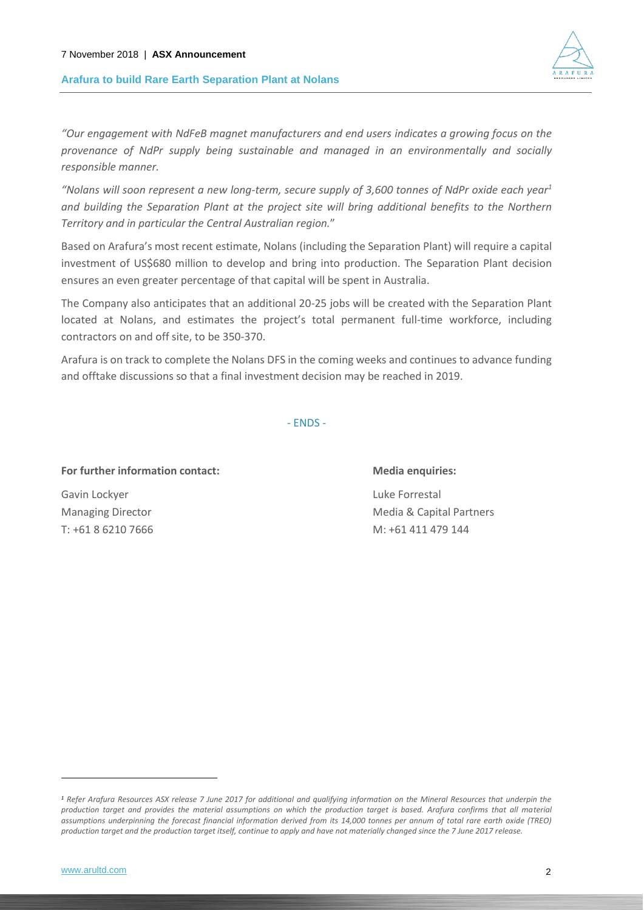*"Our engagement with NdFeB magnet manufacturers and end users indicates a growing focus on the provenance of NdPr supply being sustainable and managed in an environmentally and socially responsible manner.*

*"Nolans will soon represent a new long-term, secure supply of 3,600 tonnes of NdPr oxide each year[1] and building the Separation Plant at the project site will bring additional benefits to the Northern Territory and in particular the Central Australian region.*"

Based on Arafura's most recent estimate, Nolans (including the Separation Plant) will require a capital investment of US$680 million to develop and bring into production. The Separation Plant decision ensures an even greater percentage of that capital will be spent in Australia.

The Company also anticipates that an additional 20-25 jobs will be created with the Separation Plant located at Nolans, and estimates the project's total permanent full-time workforce, including contractors on and off site, to be 350-370.

Arafura is on track to complete the Nolans DFS in the coming weeks and continues to advance funding and offtake discussions so that a final investment decision may be reached in 2019.

- ENDS -

**For further information contact:**

Gavin Lockyer
Managing Director
T: +61 8 6210 7666

**Media enquiries:**

Luke Forrestal
Media & Capital Partners
M: +61 411 479 144

---

*[1] Refer Arafura Resources ASX release 7 June 2017 for additional and qualifying information on the Mineral Resources that underpin the production target and provides the material assumptions on which the production target is based. Arafura confirms that all material assumptions underpinning the forecast financial information derived from its 14,000 tonnes per annum of total rare earth oxide (TREO) production target and the production target itself, continue to apply and have not materially changed since the 7 June 2017 release.*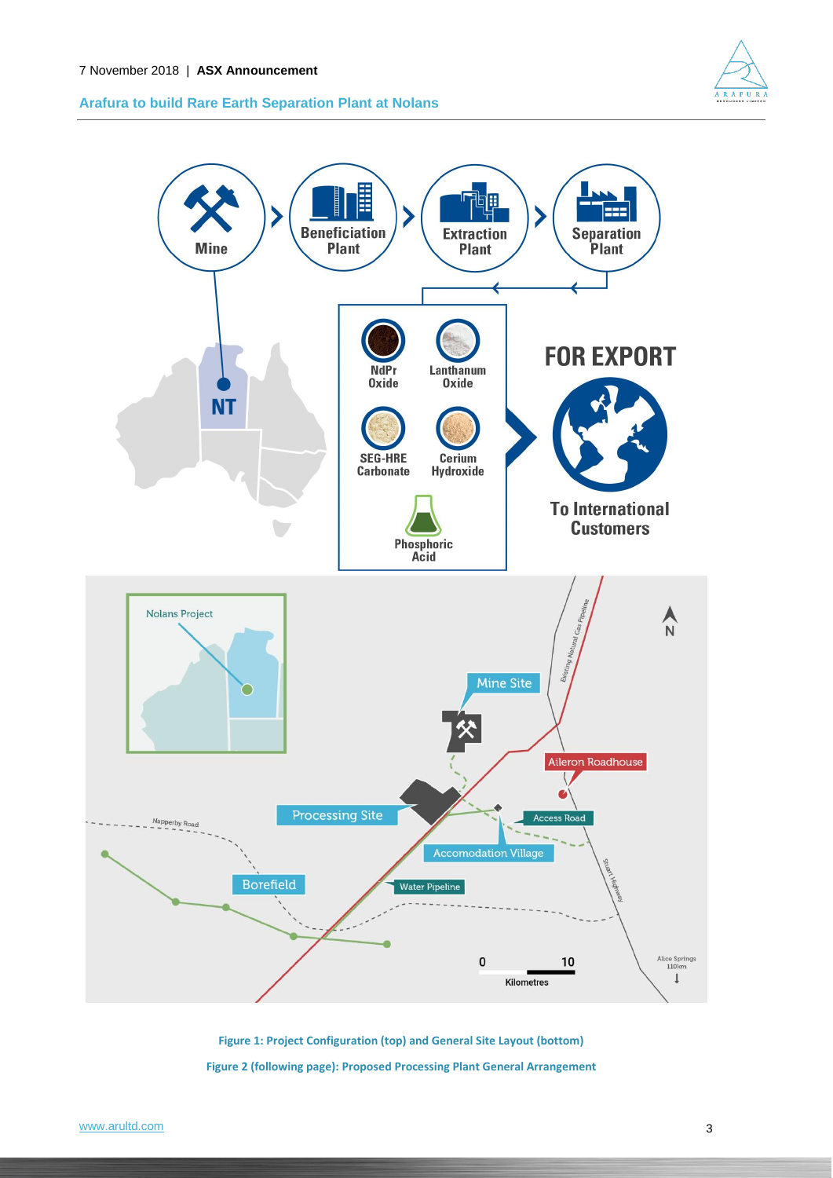Mine

Beneficiation Plant

Extraction Plant

Separation Plant

NT

NdPr Oxide

Lanthanum Oxide

SEG-HRE Carbonate

Cerium Hydroxide

Phosphoric Acid

FOR EXPORT

To International Customers

Nolans Project

Mine Site

Existing Natural Gas Pipeline

N

Aileron Roadhouse

Processing Site

Access Road

Napperby Road

Accomodation Village

Borefield

Water Pipeline

Stuart Highway

0

10

Kilometres

Alice Springs 110km

**Figure 1: Project Configuration (top) and General Site Layout (bottom)**

**Figure 2 (following page): Proposed Processing Plant General Arrangement**